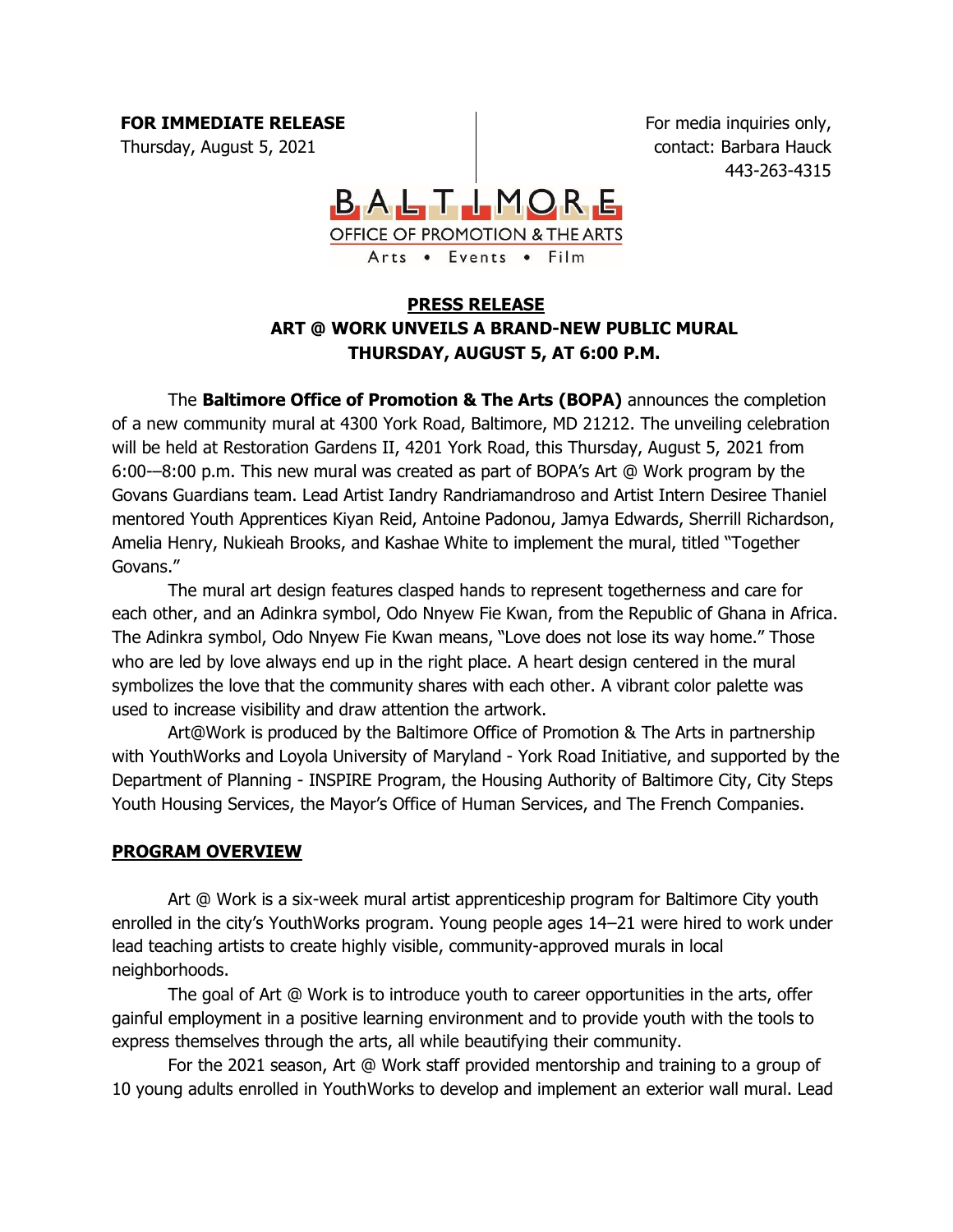**FOR IMMEDIATE RELEASE**
Thursday, August 5, 2021

For media inquiries only,
contact: Barbara Hauck
443-263-4315

BALTIMORE
OFFICE OF PROMOTION & THE ARTS
Arts • Events • Film

**PRESS RELEASE**

**ART @ WORK UNVEILS A BRAND-NEW PUBLIC MURAL**
**THURSDAY, AUGUST 5, AT 6:00 P.M.**

The **Baltimore Office of Promotion & The Arts (BOPA)** announces the completion of a new community mural at 4300 York Road, Baltimore, MD 21212. The unveiling celebration will be held at Restoration Gardens II, 4201 York Road, this Thursday, August 5, 2021 from 6:00-–8:00 p.m. This new mural was created as part of BOPA's Art @ Work program by the Govans Guardians team. Lead Artist Iandry Randriamandroso and Artist Intern Desiree Thaniel mentored Youth Apprentices Kiyan Reid, Antoine Padonou, Jamya Edwards, Sherrill Richardson, Amelia Henry, Nukieah Brooks, and Kashae White to implement the mural, titled "Together Govans."

The mural art design features clasped hands to represent togetherness and care for each other, and an Adinkra symbol, Odo Nnyew Fie Kwan, from the Republic of Ghana in Africa. The Adinkra symbol, Odo Nnyew Fie Kwan means, "Love does not lose its way home." Those who are led by love always end up in the right place. A heart design centered in the mural symbolizes the love that the community shares with each other. A vibrant color palette was used to increase visibility and draw attention the artwork.

Art@Work is produced by the Baltimore Office of Promotion & The Arts in partnership with YouthWorks and Loyola University of Maryland - York Road Initiative, and supported by the Department of Planning - INSPIRE Program, the Housing Authority of Baltimore City, City Steps Youth Housing Services, the Mayor's Office of Human Services, and The French Companies.

## PROGRAM OVERVIEW

Art @ Work is a six-week mural artist apprenticeship program for Baltimore City youth enrolled in the city's YouthWorks program. Young people ages 14–21 were hired to work under lead teaching artists to create highly visible, community-approved murals in local neighborhoods.

The goal of Art @ Work is to introduce youth to career opportunities in the arts, offer gainful employment in a positive learning environment and to provide youth with the tools to express themselves through the arts, all while beautifying their community.

For the 2021 season, Art @ Work staff provided mentorship and training to a group of 10 young adults enrolled in YouthWorks to develop and implement an exterior wall mural. Lead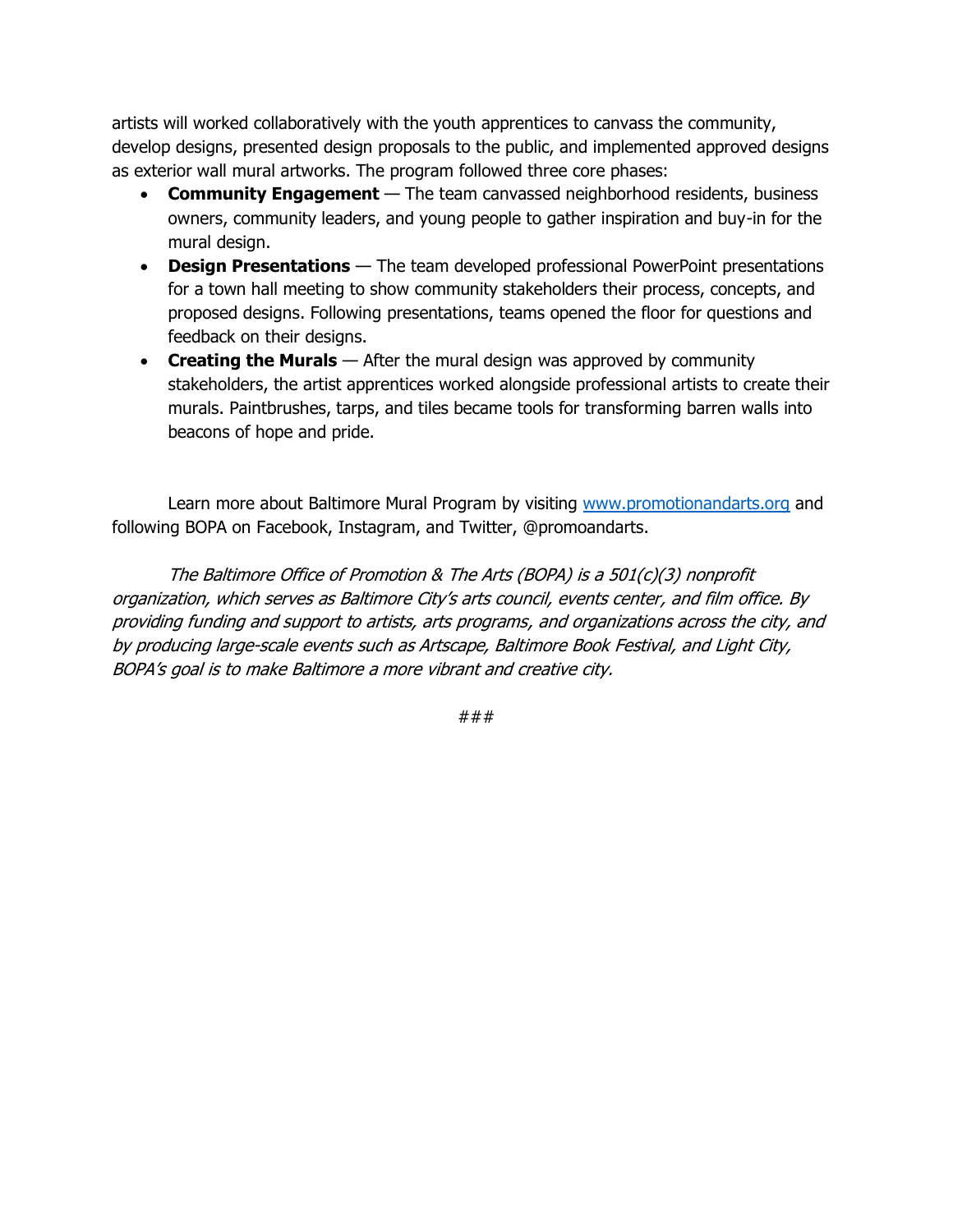artists will worked collaboratively with the youth apprentices to canvass the community, develop designs, presented design proposals to the public, and implemented approved designs as exterior wall mural artworks. The program followed three core phases:

- **Community Engagement** — The team canvassed neighborhood residents, business owners, community leaders, and young people to gather inspiration and buy-in for the mural design.
- **Design Presentations** — The team developed professional PowerPoint presentations for a town hall meeting to show community stakeholders their process, concepts, and proposed designs. Following presentations, teams opened the floor for questions and feedback on their designs.
- **Creating the Murals** — After the mural design was approved by community stakeholders, the artist apprentices worked alongside professional artists to create their murals. Paintbrushes, tarps, and tiles became tools for transforming barren walls into beacons of hope and pride.

Learn more about Baltimore Mural Program by visiting [www.promotionandarts.org](http://www.promotionandarts.org) and following BOPA on Facebook, Instagram, and Twitter, @promoandarts.

*The Baltimore Office of Promotion & The Arts (BOPA) is a 501(c)(3) nonprofit organization, which serves as Baltimore City's arts council, events center, and film office. By providing funding and support to artists, arts programs, and organizations across the city, and by producing large-scale events such as Artscape, Baltimore Book Festival, and Light City, BOPA's goal is to make Baltimore a more vibrant and creative city.*

###